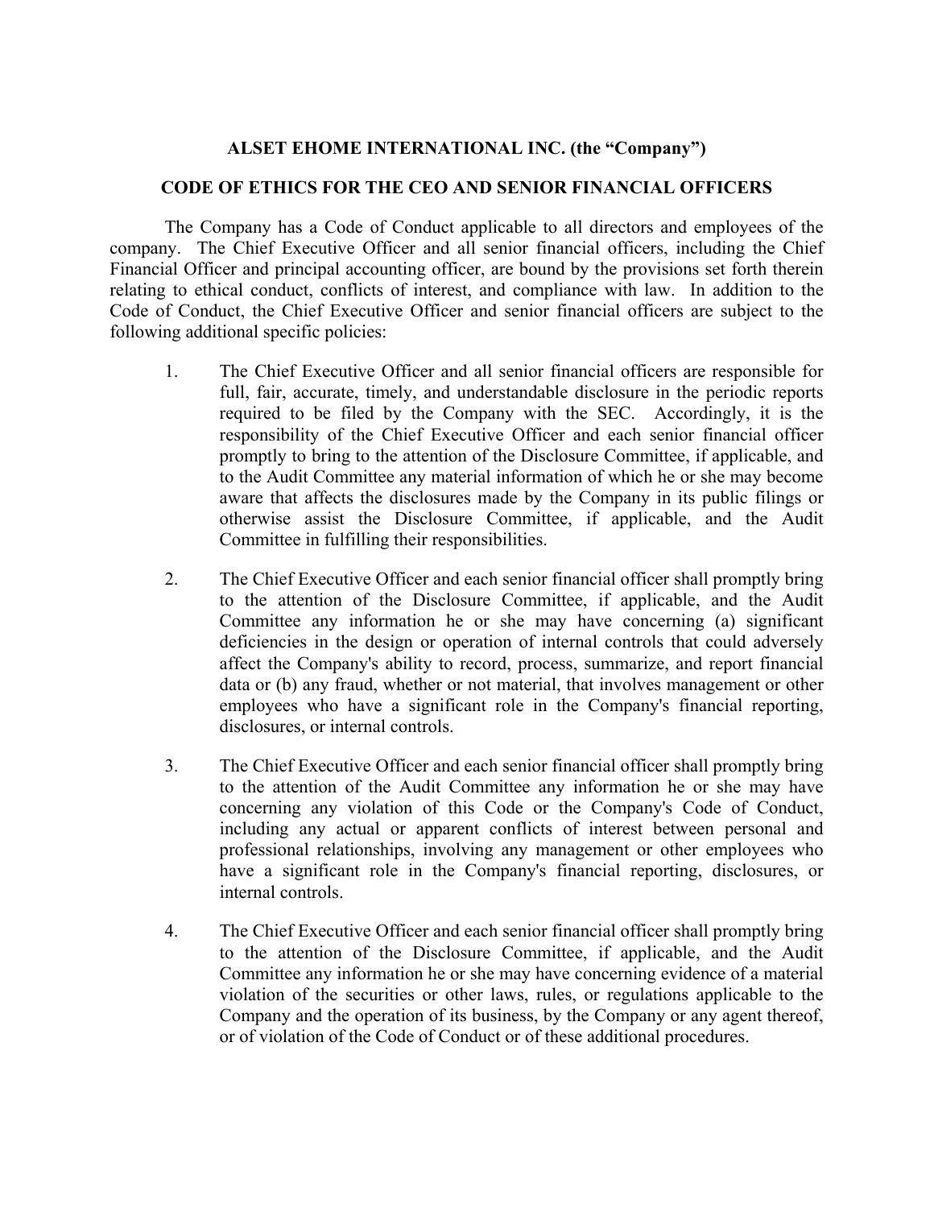**ALSET EHOME INTERNATIONAL INC. (the "Company")**

**CODE OF ETHICS FOR THE CEO AND SENIOR FINANCIAL OFFICERS**

The Company has a Code of Conduct applicable to all directors and employees of the company. The Chief Executive Officer and all senior financial officers, including the Chief Financial Officer and principal accounting officer, are bound by the provisions set forth therein relating to ethical conduct, conflicts of interest, and compliance with law. In addition to the Code of Conduct, the Chief Executive Officer and senior financial officers are subject to the following additional specific policies:

1. The Chief Executive Officer and all senior financial officers are responsible for full, fair, accurate, timely, and understandable disclosure in the periodic reports required to be filed by the Company with the SEC. Accordingly, it is the responsibility of the Chief Executive Officer and each senior financial officer promptly to bring to the attention of the Disclosure Committee, if applicable, and to the Audit Committee any material information of which he or she may become aware that affects the disclosures made by the Company in its public filings or otherwise assist the Disclosure Committee, if applicable, and the Audit Committee in fulfilling their responsibilities.

2. The Chief Executive Officer and each senior financial officer shall promptly bring to the attention of the Disclosure Committee, if applicable, and the Audit Committee any information he or she may have concerning (a) significant deficiencies in the design or operation of internal controls that could adversely affect the Company's ability to record, process, summarize, and report financial data or (b) any fraud, whether or not material, that involves management or other employees who have a significant role in the Company's financial reporting, disclosures, or internal controls.

3. The Chief Executive Officer and each senior financial officer shall promptly bring to the attention of the Audit Committee any information he or she may have concerning any violation of this Code or the Company's Code of Conduct, including any actual or apparent conflicts of interest between personal and professional relationships, involving any management or other employees who have a significant role in the Company's financial reporting, disclosures, or internal controls.

4. The Chief Executive Officer and each senior financial officer shall promptly bring to the attention of the Disclosure Committee, if applicable, and the Audit Committee any information he or she may have concerning evidence of a material violation of the securities or other laws, rules, or regulations applicable to the Company and the operation of its business, by the Company or any agent thereof, or of violation of the Code of Conduct or of these additional procedures.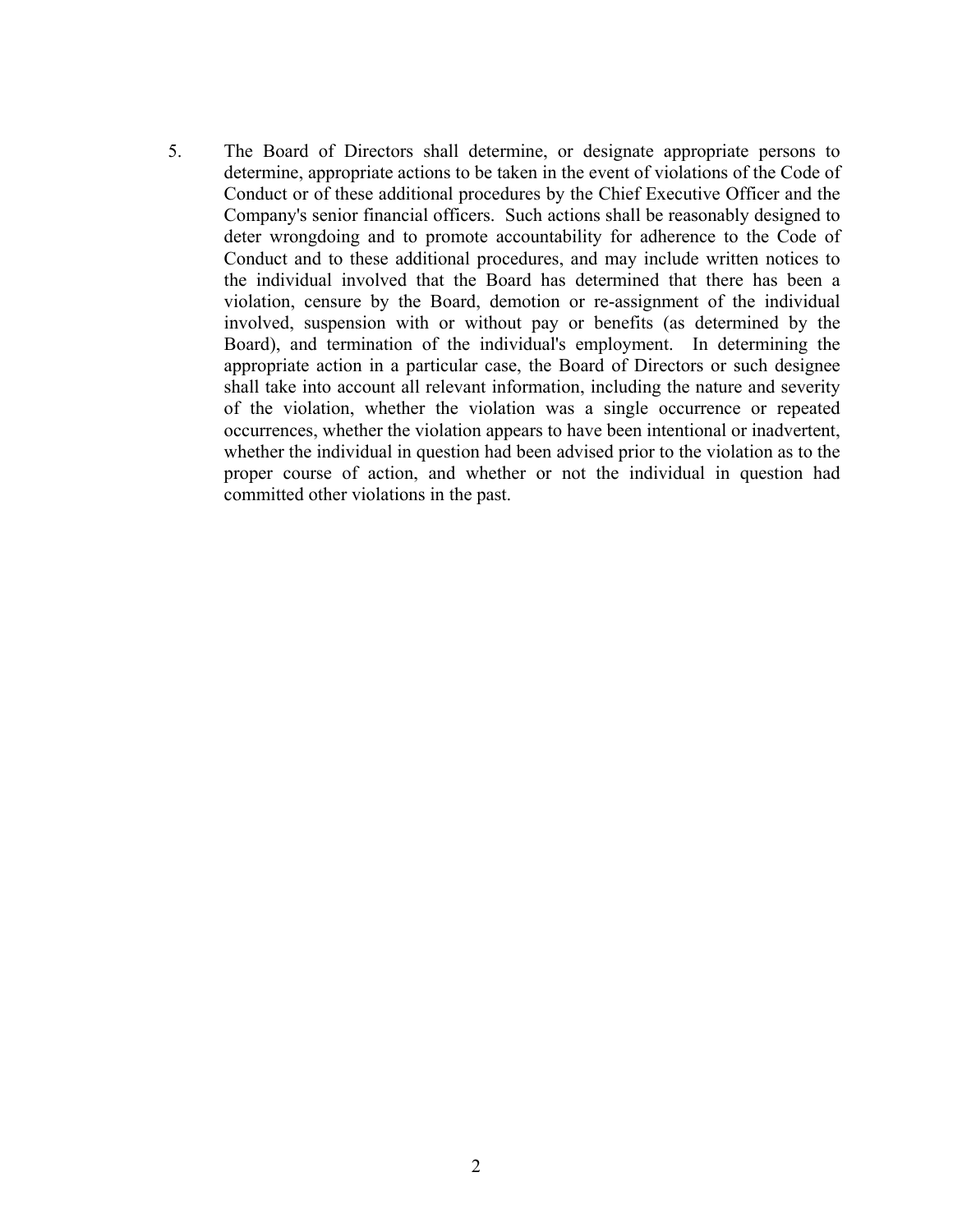5. The Board of Directors shall determine, or designate appropriate persons to determine, appropriate actions to be taken in the event of violations of the Code of Conduct or of these additional procedures by the Chief Executive Officer and the Company's senior financial officers. Such actions shall be reasonably designed to deter wrongdoing and to promote accountability for adherence to the Code of Conduct and to these additional procedures, and may include written notices to the individual involved that the Board has determined that there has been a violation, censure by the Board, demotion or re-assignment of the individual involved, suspension with or without pay or benefits (as determined by the Board), and termination of the individual's employment. In determining the appropriate action in a particular case, the Board of Directors or such designee shall take into account all relevant information, including the nature and severity of the violation, whether the violation was a single occurrence or repeated occurrences, whether the violation appears to have been intentional or inadvertent, whether the individual in question had been advised prior to the violation as to the proper course of action, and whether or not the individual in question had committed other violations in the past.